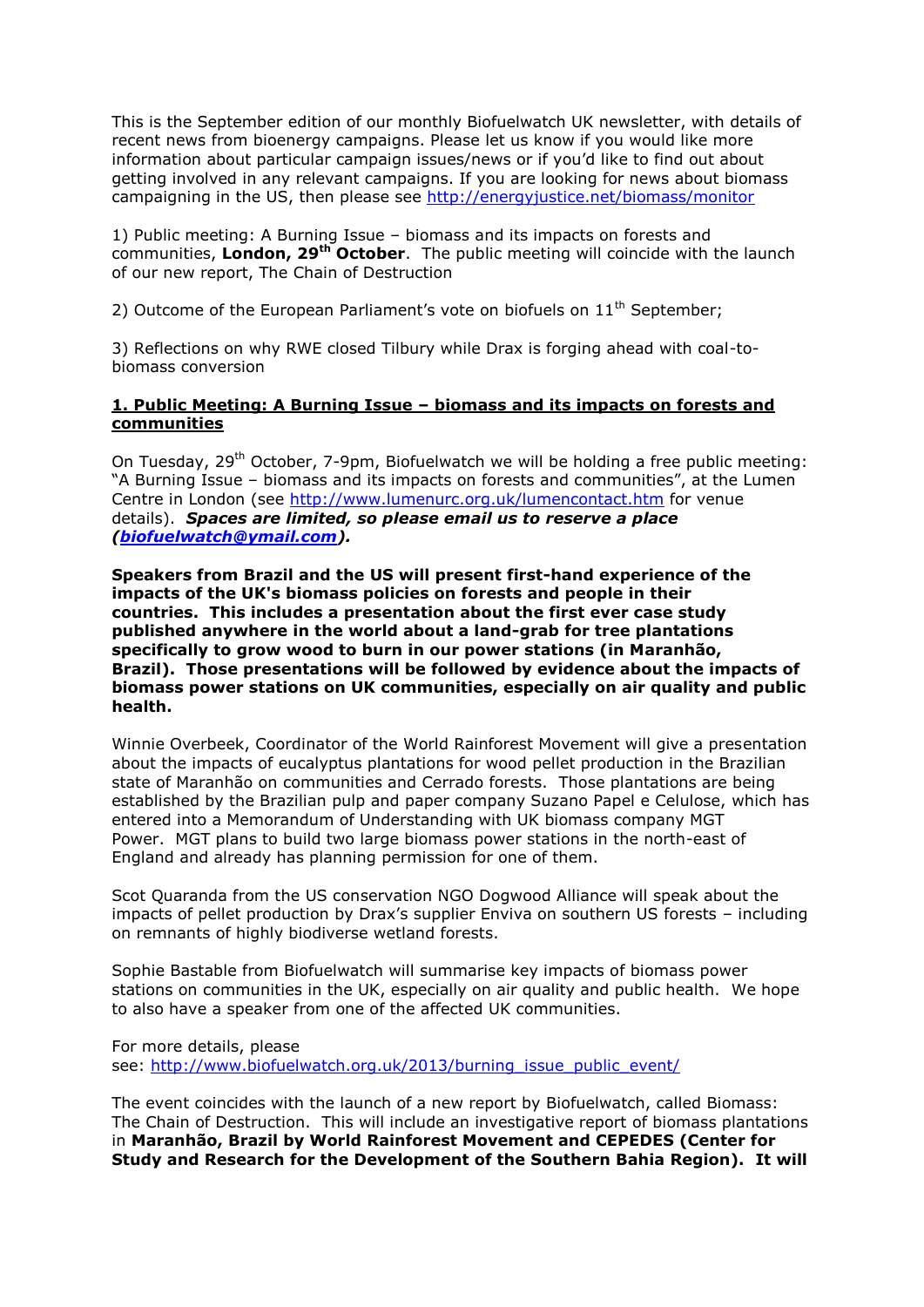This is the September edition of our monthly Biofuelwatch UK newsletter, with details of recent news from bioenergy campaigns. Please let us know if you would like more information about particular campaign issues/news or if you'd like to find out about getting involved in any relevant campaigns. If you are looking for news about biomass campaigning in the US, then please see http://energyjustice.net/biomass/monitor

1) Public meeting: A Burning Issue – biomass and its impacts on forests and communities, **London, 29th October**. The public meeting will coincide with the launch of our new report, The Chain of Destruction

2) Outcome of the European Parliament's vote on biofuels on 11th September;

3) Reflections on why RWE closed Tilbury while Drax is forging ahead with coal-to-biomass conversion

## 1. Public Meeting: A Burning Issue – biomass and its impacts on forests and communities

On Tuesday, 29th October, 7-9pm, Biofuelwatch we will be holding a free public meeting: "A Burning Issue – biomass and its impacts on forests and communities", at the Lumen Centre in London (see http://www.lumenurc.org.uk/lumencontact.htm for venue details). ***Spaces are limited, so please email us to reserve a place (biofuelwatch@ymail.com).***

**Speakers from Brazil and the US will present first-hand experience of the impacts of the UK's biomass policies on forests and people in their countries. This includes a presentation about the first ever case study published anywhere in the world about a land-grab for tree plantations specifically to grow wood to burn in our power stations (in Maranhão, Brazil). Those presentations will be followed by evidence about the impacts of biomass power stations on UK communities, especially on air quality and public health.**

Winnie Overbeek, Coordinator of the World Rainforest Movement will give a presentation about the impacts of eucalyptus plantations for wood pellet production in the Brazilian state of Maranhão on communities and Cerrado forests. Those plantations are being established by the Brazilian pulp and paper company Suzano Papel e Celulose, which has entered into a Memorandum of Understanding with UK biomass company MGT Power. MGT plans to build two large biomass power stations in the north-east of England and already has planning permission for one of them.

Scot Quaranda from the US conservation NGO Dogwood Alliance will speak about the impacts of pellet production by Drax's supplier Enviva on southern US forests – including on remnants of highly biodiverse wetland forests.

Sophie Bastable from Biofuelwatch will summarise key impacts of biomass power stations on communities in the UK, especially on air quality and public health. We hope to also have a speaker from one of the affected UK communities.

For more details, please see: http://www.biofuelwatch.org.uk/2013/burning_issue_public_event/

The event coincides with the launch of a new report by Biofuelwatch, called Biomass: The Chain of Destruction. This will include an investigative report of biomass plantations in **Maranhão, Brazil by World Rainforest Movement and CEPEDES (Center for Study and Research for the Development of the Southern Bahia Region). It will**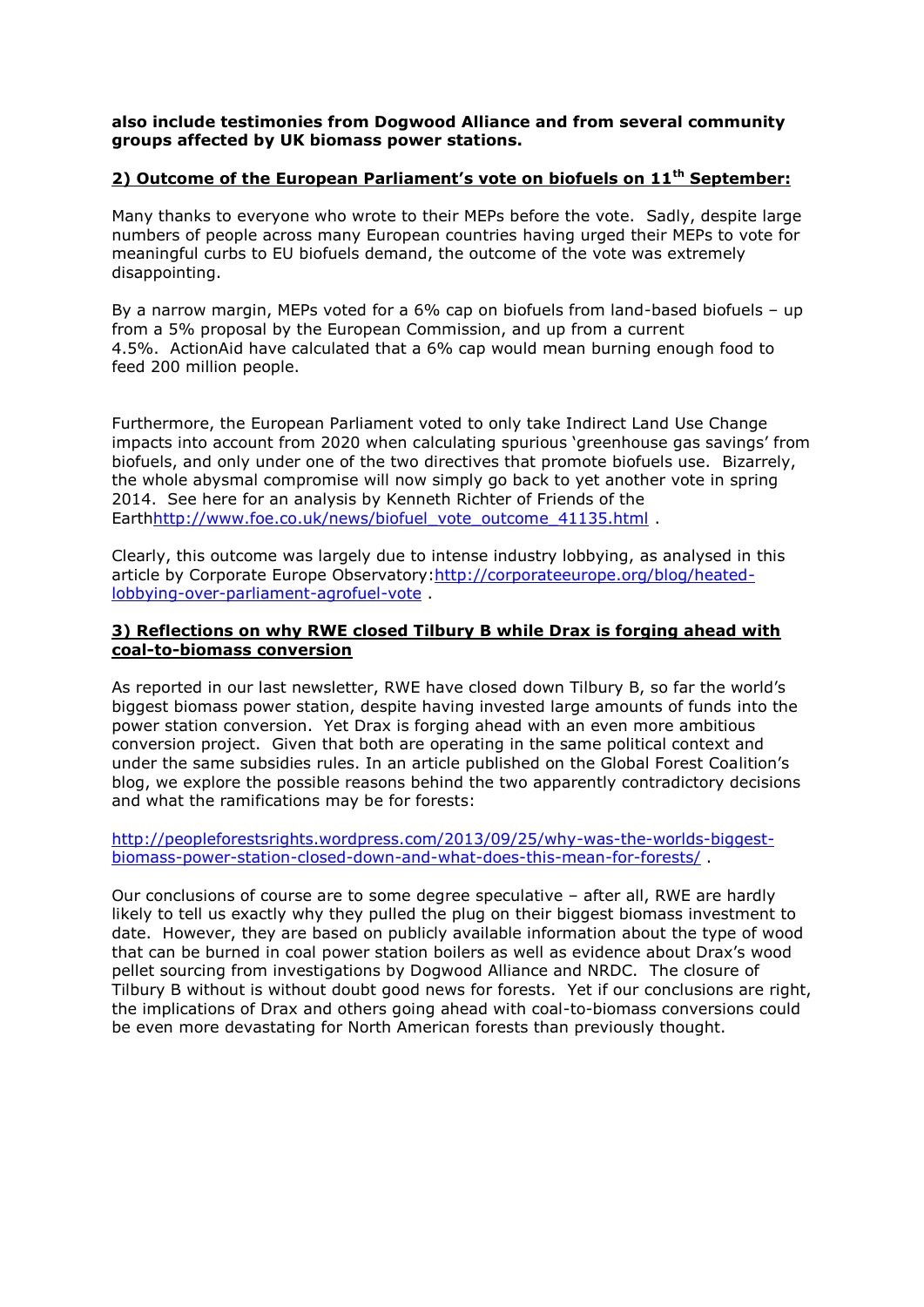**also include testimonies from Dogwood Alliance and from several community groups affected by UK biomass power stations.**

## 2) Outcome of the European Parliament's vote on biofuels on 11th September:

Many thanks to everyone who wrote to their MEPs before the vote. Sadly, despite large numbers of people across many European countries having urged their MEPs to vote for meaningful curbs to EU biofuels demand, the outcome of the vote was extremely disappointing.

By a narrow margin, MEPs voted for a 6% cap on biofuels from land-based biofuels – up from a 5% proposal by the European Commission, and up from a current 4.5%. ActionAid have calculated that a 6% cap would mean burning enough food to feed 200 million people.

Furthermore, the European Parliament voted to only take Indirect Land Use Change impacts into account from 2020 when calculating spurious 'greenhouse gas savings' from biofuels, and only under one of the two directives that promote biofuels use. Bizarrely, the whole abysmal compromise will now simply go back to yet another vote in spring 2014. See here for an analysis by Kenneth Richter of Friends of the Earthhttp://www.foe.co.uk/news/biofuel_vote_outcome_41135.html .

Clearly, this outcome was largely due to intense industry lobbying, as analysed in this article by Corporate Europe Observatory:http://corporateeurope.org/blog/heated-lobbying-over-parliament-agrofuel-vote .

## 3) Reflections on why RWE closed Tilbury B while Drax is forging ahead with coal-to-biomass conversion

As reported in our last newsletter, RWE have closed down Tilbury B, so far the world's biggest biomass power station, despite having invested large amounts of funds into the power station conversion. Yet Drax is forging ahead with an even more ambitious conversion project. Given that both are operating in the same political context and under the same subsidies rules. In an article published on the Global Forest Coalition's blog, we explore the possible reasons behind the two apparently contradictory decisions and what the ramifications may be for forests:

http://peopleforestsrights.wordpress.com/2013/09/25/why-was-the-worlds-biggest-biomass-power-station-closed-down-and-what-does-this-mean-for-forests/ .

Our conclusions of course are to some degree speculative – after all, RWE are hardly likely to tell us exactly why they pulled the plug on their biggest biomass investment to date. However, they are based on publicly available information about the type of wood that can be burned in coal power station boilers as well as evidence about Drax's wood pellet sourcing from investigations by Dogwood Alliance and NRDC. The closure of Tilbury B without is without doubt good news for forests. Yet if our conclusions are right, the implications of Drax and others going ahead with coal-to-biomass conversions could be even more devastating for North American forests than previously thought.